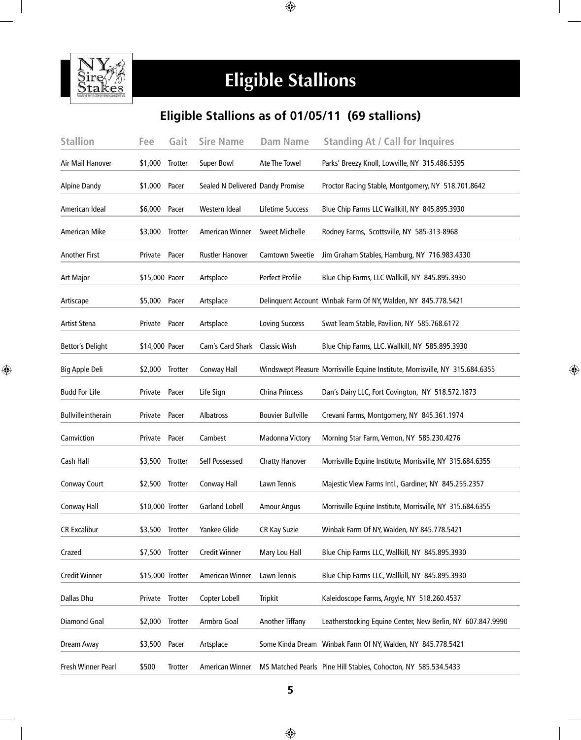# Eligible Stallions

## Eligible Stallions as of 01/05/11 (69 stallions)

| Stallion | Fee | Gait | Sire Name | Dam Name | Standing At / Call for Inquires |
|---|---|---|---|---|---|
| Air Mail Hanover | $1,000 | Trotter | Super Bowl | Ate The Towel | Parks' Breezy Knoll, Lowville, NY 315.486.5395 |
| Alpine Dandy | $1,000 | Pacer | Sealed N Delivered | Dandy Promise | Proctor Racing Stable, Montgomery, NY 518.701.8642 |
| American Ideal | $6,000 | Pacer | Western Ideal | Lifetime Success | Blue Chip Farms LLC Wallkill, NY 845.895.3930 |
| American Mike | $3,000 | Trotter | American Winner | Sweet Michelle | Rodney Farms, Scottsville, NY 585-313-8968 |
| Another First | Private | Pacer | Rustler Hanover | Camtown Sweetie | Jim Graham Stables, Hamburg, NY 716.983.4330 |
| Art Major | $15,000 | Pacer | Artsplace | Perfect Profile | Blue Chip Farms, LLC Wallkill, NY 845.895.3930 |
| Artiscape | $5,000 | Pacer | Artsplace | Delinquent Account | Winbak Farm Of NY, Walden, NY 845.778.5421 |
| Artist Stena | Private | Pacer | Artsplace | Loving Success | Swat Team Stable, Pavilion, NY 585.768.6172 |
| Bettor's Delight | $14,000 | Pacer | Cam's Card Shark | Classic Wish | Blue Chip Farms, LLC. Wallkill, NY 585.895.3930 |
| Big Apple Deli | $2,000 | Trotter | Conway Hall | Windswept Pleasure | Morrisville Equine Institute, Morrisville, NY 315.684.6355 |
| Budd For Life | Private | Pacer | Life Sign | China Princess | Dan's Dairy LLC, Fort Covington, NY 518.572.1873 |
| Bullvilleintherain | Private | Pacer | Albatross | Bouvier Bullville | Crevani Farms, Montgomery, NY 845.361.1974 |
| Camviction | Private | Pacer | Cambest | Madonna Victory | Morning Star Farm, Vernon, NY 585.230.4276 |
| Cash Hall | $3,500 | Trotter | Self Possessed | Chatty Hanover | Morrisville Equine Institute, Morrisville, NY 315.684.6355 |
| Conway Court | $2,500 | Trotter | Conway Hall | Lawn Tennis | Majestic View Farms Intl., Gardiner, NY 845.255.2357 |
| Conway Hall | $10,000 | Trotter | Garland Lobell | Amour Angus | Morrisville Equine Institute, Morrisville, NY 315.684.6355 |
| CR Excalibur | $3,500 | Trotter | Yankee Glide | CR Kay Suzie | Winbak Farm Of NY, Walden, NY 845.778.5421 |
| Crazed | $7,500 | Trotter | Credit Winner | Mary Lou Hall | Blue Chip Farms LLC, Wallkill, NY 845.895.3930 |
| Credit Winner | $15,000 | Trotter | American Winner | Lawn Tennis | Blue Chip Farms LLC, Wallkill, NY 845.895.3930 |
| Dallas Dhu | Private | Trotter | Copter Lobell | Tripkit | Kaleidoscope Farms, Argyle, NY 518.260.4537 |
| Diamond Goal | $2,000 | Trotter | Armbro Goal | Another Tiffany | Leatherstocking Equine Center, New Berlin, NY 607.847.9990 |
| Dream Away | $3,500 | Pacer | Artsplace | Some Kinda Dream | Winbak Farm Of NY, Walden, NY 845.778.5421 |
| Fresh Winner Pearl | $500 | Trotter | American Winner | MS Matched Pearls | Pine Hill Stables, Cohocton, NY 585.534.5433 |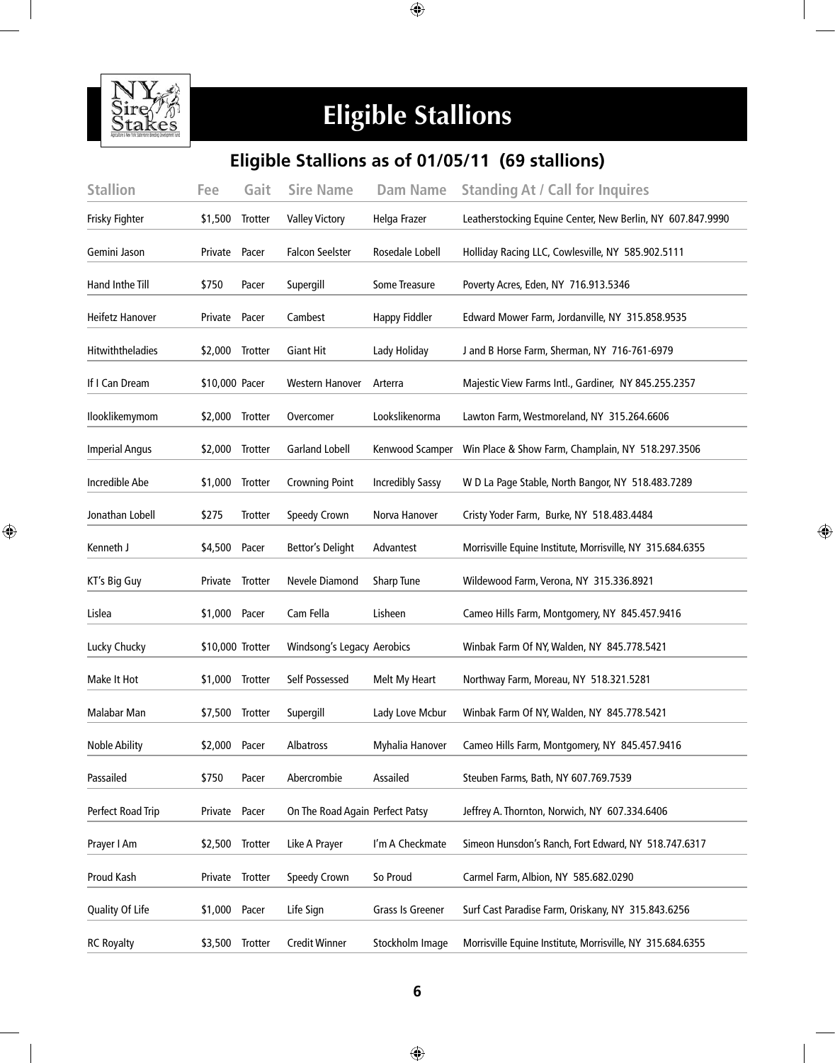# Eligible Stallions

## Eligible Stallions as of 01/05/11 (69 stallions)

| Stallion | Fee | Gait | Sire Name | Dam Name | Standing At / Call for Inquires |
|---|---|---|---|---|---|
| Frisky Fighter | $1,500 | Trotter | Valley Victory | Helga Frazer | Leatherstocking Equine Center, New Berlin, NY 607.847.9990 |
| Gemini Jason | Private | Pacer | Falcon Seelster | Rosedale Lobell | Holliday Racing LLC, Cowlesville, NY 585.902.5111 |
| Hand Inthe Till | $750 | Pacer | Supergill | Some Treasure | Poverty Acres, Eden, NY 716.913.5346 |
| Heifetz Hanover | Private | Pacer | Cambest | Happy Fiddler | Edward Mower Farm, Jordanville, NY 315.858.9535 |
| Hitwiththeladies | $2,000 | Trotter | Giant Hit | Lady Holiday | J and B Horse Farm, Sherman, NY 716-761-6979 |
| If I Can Dream | $10,000 | Pacer | Western Hanover | Arterra | Majestic View Farms Intl., Gardiner, NY 845.255.2357 |
| Ilooklikemymom | $2,000 | Trotter | Overcomer | Lookslikenorma | Lawton Farm, Westmoreland, NY 315.264.6606 |
| Imperial Angus | $2,000 | Trotter | Garland Lobell | Kenwood Scamper | Win Place & Show Farm, Champlain, NY 518.297.3506 |
| Incredible Abe | $1,000 | Trotter | Crowning Point | Incredibly Sassy | W D La Page Stable, North Bangor, NY 518.483.7289 |
| Jonathan Lobell | $275 | Trotter | Speedy Crown | Norva Hanover | Cristy Yoder Farm, Burke, NY 518.483.4484 |
| Kenneth J | $4,500 | Pacer | Bettor's Delight | Advantest | Morrisville Equine Institute, Morrisville, NY 315.684.6355 |
| KT's Big Guy | Private | Trotter | Nevele Diamond | Sharp Tune | Wildewood Farm, Verona, NY 315.336.8921 |
| Lislea | $1,000 | Pacer | Cam Fella | Lisheen | Cameo Hills Farm, Montgomery, NY 845.457.9416 |
| Lucky Chucky | $10,000 | Trotter | Windsong's Legacy | Aerobics | Winbak Farm Of NY, Walden, NY 845.778.5421 |
| Make It Hot | $1,000 | Trotter | Self Possessed | Melt My Heart | Northway Farm, Moreau, NY 518.321.5281 |
| Malabar Man | $7,500 | Trotter | Supergill | Lady Love Mcbur | Winbak Farm Of NY, Walden, NY 845.778.5421 |
| Noble Ability | $2,000 | Pacer | Albatross | Myhalia Hanover | Cameo Hills Farm, Montgomery, NY 845.457.9416 |
| Passailed | $750 | Pacer | Abercrombie | Assailed | Steuben Farms, Bath, NY 607.769.7539 |
| Perfect Road Trip | Private | Pacer | On The Road Again | Perfect Patsy | Jeffrey A. Thornton, Norwich, NY 607.334.6406 |
| Prayer I Am | $2,500 | Trotter | Like A Prayer | I'm A Checkmate | Simeon Hunsdon's Ranch, Fort Edward, NY 518.747.6317 |
| Proud Kash | Private | Trotter | Speedy Crown | So Proud | Carmel Farm, Albion, NY 585.682.0290 |
| Quality Of Life | $1,000 | Pacer | Life Sign | Grass Is Greener | Surf Cast Paradise Farm, Oriskany, NY 315.843.6256 |
| RC Royalty | $3,500 | Trotter | Credit Winner | Stockholm Image | Morrisville Equine Institute, Morrisville, NY 315.684.6355 |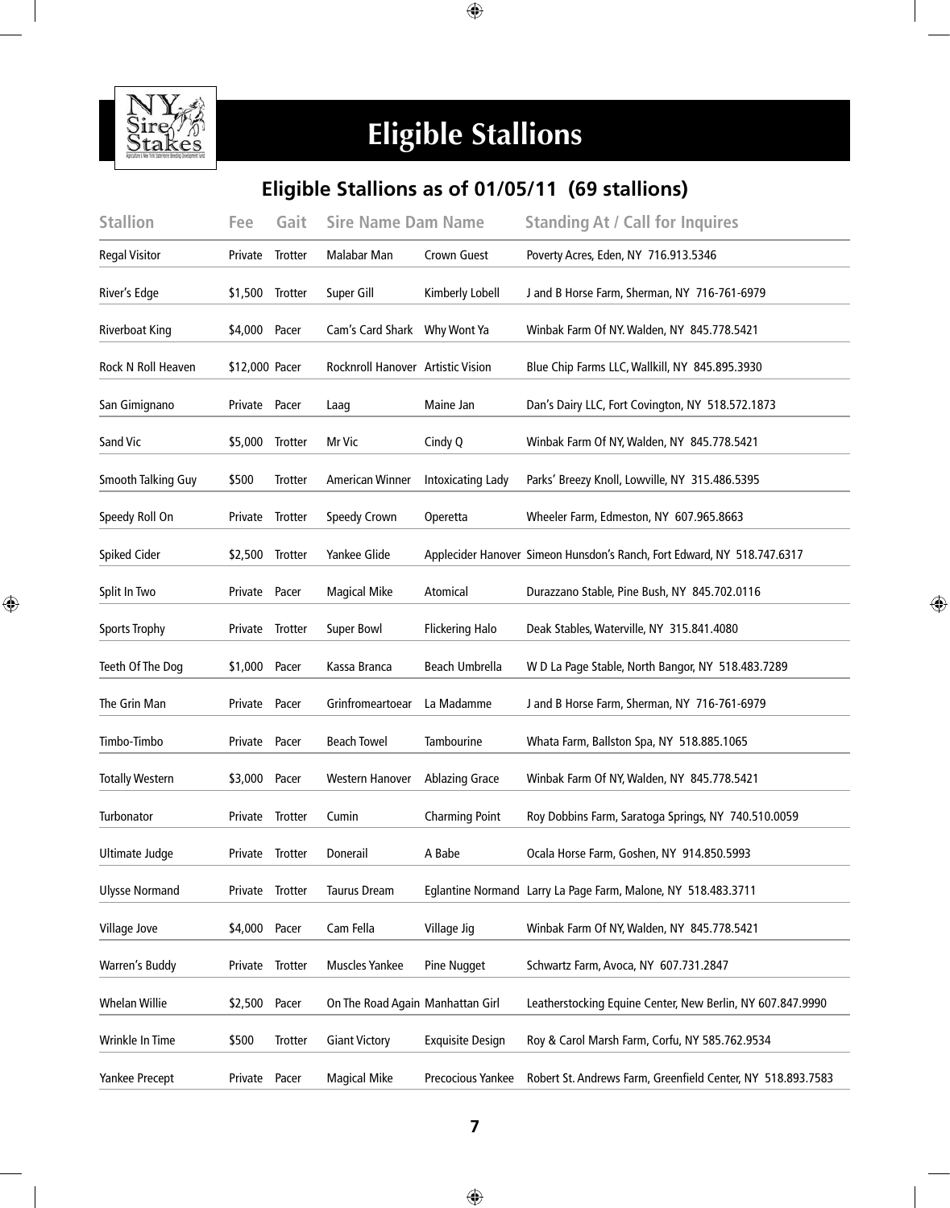# Eligible Stallions

## Eligible Stallions as of 01/05/11 (69 stallions)

| Stallion | Fee | Gait | Sire Name | Dam Name | Standing At / Call for Inquires |
|---|---|---|---|---|---|
| Regal Visitor | Private | Trotter | Malabar Man | Crown Guest | Poverty Acres, Eden, NY 716.913.5346 |
| River's Edge | $1,500 | Trotter | Super Gill | Kimberly Lobell | J and B Horse Farm, Sherman, NY 716-761-6979 |
| Riverboat King | $4,000 | Pacer | Cam's Card Shark | Why Wont Ya | Winbak Farm Of NY. Walden, NY 845.778.5421 |
| Rock N Roll Heaven | $12,000 | Pacer | Rocknroll Hanover | Artistic Vision | Blue Chip Farms LLC, Wallkill, NY 845.895.3930 |
| San Gimignano | Private | Pacer | Laag | Maine Jan | Dan's Dairy LLC, Fort Covington, NY 518.572.1873 |
| Sand Vic | $5,000 | Trotter | Mr Vic | Cindy Q | Winbak Farm Of NY, Walden, NY 845.778.5421 |
| Smooth Talking Guy | $500 | Trotter | American Winner | Intoxicating Lady | Parks' Breezy Knoll, Lowville, NY 315.486.5395 |
| Speedy Roll On | Private | Trotter | Speedy Crown | Operetta | Wheeler Farm, Edmeston, NY 607.965.8663 |
| Spiked Cider | $2,500 | Trotter | Yankee Glide | Applecider Hanover | Simeon Hunsdon's Ranch, Fort Edward, NY 518.747.6317 |
| Split In Two | Private | Pacer | Magical Mike | Atomical | Durazzano Stable, Pine Bush, NY 845.702.0116 |
| Sports Trophy | Private | Trotter | Super Bowl | Flickering Halo | Deak Stables, Waterville, NY 315.841.4080 |
| Teeth Of The Dog | $1,000 | Pacer | Kassa Branca | Beach Umbrella | W D La Page Stable, North Bangor, NY 518.483.7289 |
| The Grin Man | Private | Pacer | Grinfromeartoear | La Madamme | J and B Horse Farm, Sherman, NY 716-761-6979 |
| Timbo-Timbo | Private | Pacer | Beach Towel | Tambourine | Whata Farm, Ballston Spa, NY 518.885.1065 |
| Totally Western | $3,000 | Pacer | Western Hanover | Ablazing Grace | Winbak Farm Of NY, Walden, NY 845.778.5421 |
| Turbonator | Private | Trotter | Cumin | Charming Point | Roy Dobbins Farm, Saratoga Springs, NY 740.510.0059 |
| Ultimate Judge | Private | Trotter | Donerail | A Babe | Ocala Horse Farm, Goshen, NY 914.850.5993 |
| Ulysse Normand | Private | Trotter | Taurus Dream | Eglantine Normand | Larry La Page Farm, Malone, NY 518.483.3711 |
| Village Jove | $4,000 | Pacer | Cam Fella | Village Jig | Winbak Farm Of NY, Walden, NY 845.778.5421 |
| Warren's Buddy | Private | Trotter | Muscles Yankee | Pine Nugget | Schwartz Farm, Avoca, NY 607.731.2847 |
| Whelan Willie | $2,500 | Pacer | On The Road Again | Manhattan Girl | Leatherstocking Equine Center, New Berlin, NY 607.847.9990 |
| Wrinkle In Time | $500 | Trotter | Giant Victory | Exquisite Design | Roy & Carol Marsh Farm, Corfu, NY 585.762.9534 |
| Yankee Precept | Private | Pacer | Magical Mike | Precocious Yankee | Robert St. Andrews Farm, Greenfield Center, NY 518.893.7583 |